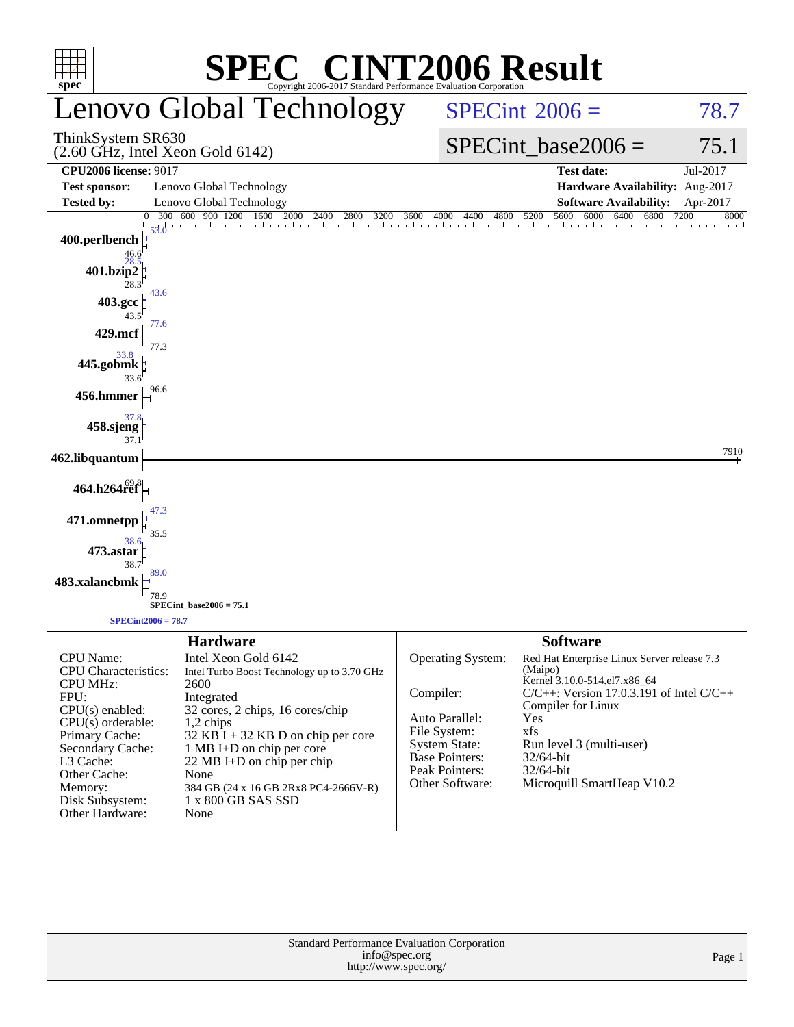# SPEC® CINT2006 Result

Copyright 2006-2017 Standard Performance Evaluation Corporation

## Lenovo Global Technology

ThinkSystem SR630
(2.60 GHz, Intel Xeon Gold 6142)

SPECint 2006 = 78.7

SPECint_base2006 = 75.1

| | | | |
|---|---|---|---|
| **CPU2006 license:** 9017 | | **Test date:** | Jul-2017 |
| **Test sponsor:** | Lenovo Global Technology | **Hardware Availability:** | Aug-2017 |
| **Tested by:** | Lenovo Global Technology | **Software Availability:** | Apr-2017 |

| Benchmark | Peak | Base |
|---|---|---|
| 400.perlbench | 53.0 | 46.6 |
| 401.bzip2 | 28.5 | 28.3 |
| 403.gcc | 43.6 | 43.5 |
| 429.mcf | 77.6 | 77.3 |
| 445.gobmk | 33.8 | 33.6 |
| 456.hmmer | 96.6 | |
| 458.sjeng | 37.8 | 37.1 |
| 462.libquantum | 7910 | |
| 464.h264ref | 69.8 | |
| 471.omnetpp | 47.3 | 35.5 |
| 473.astar | 38.6 | 38.7 |
| 483.xalancbmk | 89.0 | 78.9 |

SPECint_base2006 = 75.1

SPECint2006 = 78.7

### Hardware

| | |
|---|---|
| CPU Name: | Intel Xeon Gold 6142 |
| CPU Characteristics: | Intel Turbo Boost Technology up to 3.70 GHz |
| CPU MHz: | 2600 |
| FPU: | Integrated |
| CPU(s) enabled: | 32 cores, 2 chips, 16 cores/chip |
| CPU(s) orderable: | 1,2 chips |
| Primary Cache: | 32 KB I + 32 KB D on chip per core |
| Secondary Cache: | 1 MB I+D on chip per core |
| L3 Cache: | 22 MB I+D on chip per chip |
| Other Cache: | None |
| Memory: | 384 GB (24 x 16 GB 2Rx8 PC4-2666V-R) |
| Disk Subsystem: | 1 x 800 GB SAS SSD |
| Other Hardware: | None |

### Software

| | |
|---|---|
| Operating System: | Red Hat Enterprise Linux Server release 7.3 (Maipo) Kernel 3.10.0-514.el7.x86_64 |
| Compiler: | C/C++: Version 17.0.3.191 of Intel C/C++ Compiler for Linux |
| Auto Parallel: | Yes |
| File System: | xfs |
| System State: | Run level 3 (multi-user) |
| Base Pointers: | 32/64-bit |
| Peak Pointers: | 32/64-bit |
| Other Software: | Microquill SmartHeap V10.2 |

Standard Performance Evaluation Corporation
info@spec.org
http://www.spec.org/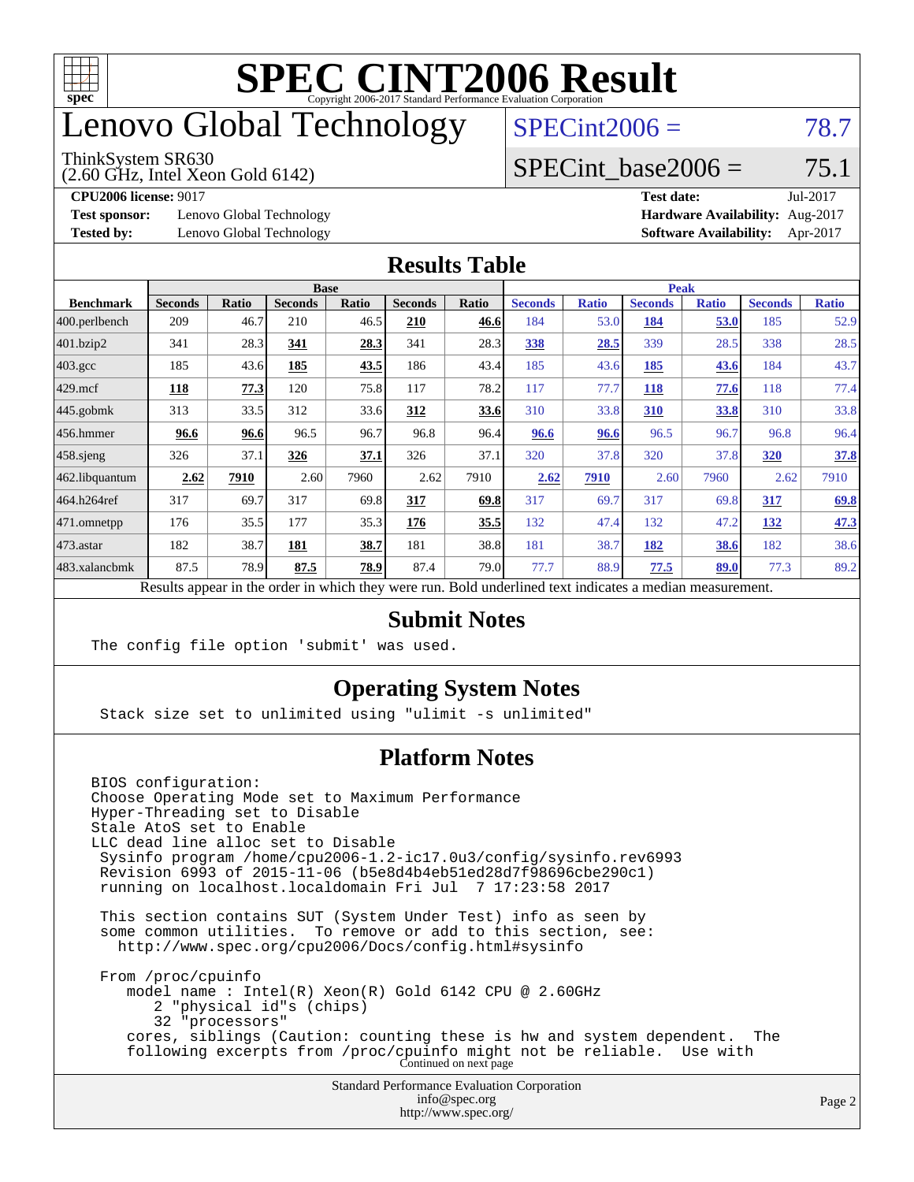# SPEC CINT2006 Result

Copyright 2006-2017 Standard Performance Evaluation Corporation

## Lenovo Global Technology

ThinkSystem SR630
(2.60 GHz, Intel Xeon Gold 6142)

SPECint2006 = 78.7

SPECint_base2006 = 75.1

**CPU2006 license:** 9017
**Test sponsor:** Lenovo Global Technology
**Tested by:** Lenovo Global Technology

**Test date:** Jul-2017
**Hardware Availability:** Aug-2017
**Software Availability:** Apr-2017

## Results Table

| Benchmark | Base | | | | | | Peak | | | | | |
|---|---|---|---|---|---|---|---|---|---|---|---|---|
| | Seconds | Ratio | Seconds | Ratio | Seconds | Ratio | Seconds | Ratio | Seconds | Ratio | Seconds | Ratio |
| 400.perlbench | 209 | 46.7 | 210 | 46.5 | **210** | **46.6** | 184 | 53.0 | **184** | **53.0** | 185 | 52.9 |
| 401.bzip2 | 341 | 28.3 | **341** | **28.3** | 341 | 28.3 | **338** | **28.5** | 339 | 28.5 | 338 | 28.5 |
| 403.gcc | 185 | 43.6 | **185** | **43.5** | 186 | 43.4 | 185 | 43.6 | **185** | **43.6** | 184 | 43.7 |
| 429.mcf | **118** | **77.3** | 120 | 75.8 | 117 | 78.2 | 117 | 77.7 | **118** | **77.6** | 118 | 77.4 |
| 445.gobmk | 313 | 33.5 | 312 | 33.6 | **312** | **33.6** | 310 | 33.8 | **310** | **33.8** | 310 | 33.8 |
| 456.hmmer | **96.6** | **96.6** | 96.5 | 96.7 | 96.8 | 96.4 | **96.6** | **96.6** | 96.5 | 96.7 | 96.8 | 96.4 |
| 458.sjeng | 326 | 37.1 | **326** | **37.1** | 326 | 37.1 | 320 | 37.8 | 320 | 37.8 | **320** | **37.8** |
| 462.libquantum | **2.62** | **7910** | 2.60 | 7960 | 2.62 | 7910 | **2.62** | **7910** | 2.60 | 7960 | 2.62 | 7910 |
| 464.h264ref | 317 | 69.7 | 317 | 69.8 | **317** | **69.8** | 317 | 69.7 | 317 | 69.8 | **317** | **69.8** |
| 471.omnetpp | 176 | 35.5 | 177 | 35.3 | **176** | **35.5** | 132 | 47.4 | 132 | 47.2 | **132** | **47.3** |
| 473.astar | 182 | 38.7 | **181** | **38.7** | 181 | 38.8 | 181 | 38.7 | **182** | **38.6** | 182 | 38.6 |
| 483.xalancbmk | 87.5 | 78.9 | **87.5** | **78.9** | 87.4 | 79.0 | 77.7 | 88.9 | **77.5** | **89.0** | 77.3 | 89.2 |

Results appear in the order in which they were run. Bold underlined text indicates a median measurement.

## Submit Notes

```
The config file option 'submit' was used.
```

## Operating System Notes

```
Stack size set to unlimited using "ulimit -s unlimited"
```

## Platform Notes

```
BIOS configuration:
Choose Operating Mode set to Maximum Performance
Hyper-Threading set to Disable
Stale AtoS set to Enable
LLC dead line alloc set to Disable
 Sysinfo program /home/cpu2006-1.2-ic17.0u3/config/sysinfo.rev6993
 Revision 6993 of 2015-11-06 (b5e8d4b4eb51ed28d7f98696cbe290c1)
 running on localhost.localdomain Fri Jul  7 17:23:58 2017

 This section contains SUT (System Under Test) info as seen by
 some common utilities.  To remove or add to this section, see:
   http://www.spec.org/cpu2006/Docs/config.html#sysinfo

 From /proc/cpuinfo
    model name : Intel(R) Xeon(R) Gold 6142 CPU @ 2.60GHz
       2 "physical id"s (chips)
       32 "processors"
    cores, siblings (Caution: counting these is hw and system dependent.  The
    following excerpts from /proc/cpuinfo might not be reliable.  Use with
```

Continued on next page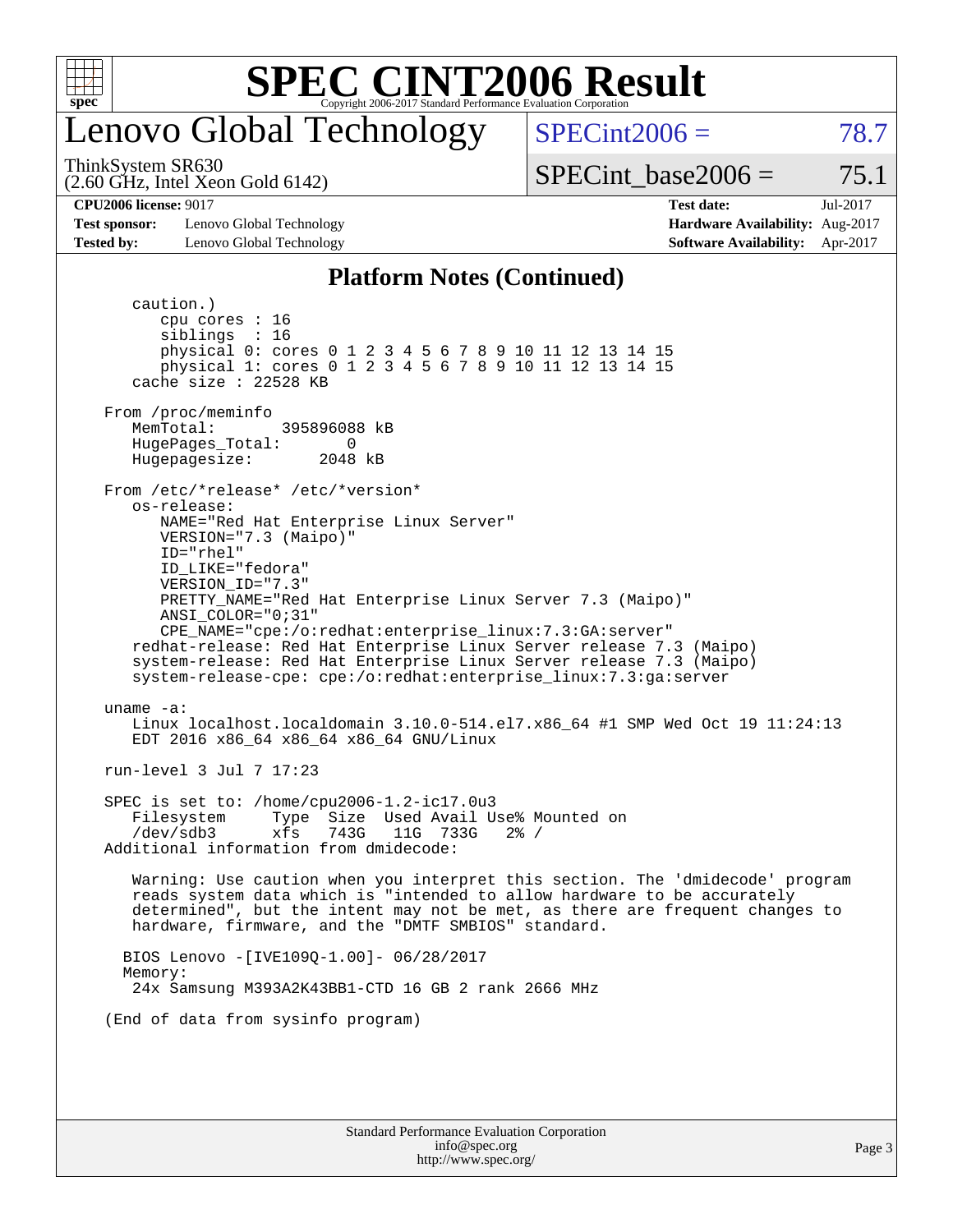# SPEC CINT2006 Result

Copyright 2006-2017 Standard Performance Evaluation Corporation

## Lenovo Global Technology

ThinkSystem SR630
(2.60 GHz, Intel Xeon Gold 6142)

SPECint2006 = 78.7

SPECint_base2006 = 75.1

**CPU2006 license:** 9017
**Test sponsor:** Lenovo Global Technology
**Tested by:** Lenovo Global Technology

**Test date:** Jul-2017
**Hardware Availability:** Aug-2017
**Software Availability:** Apr-2017

### Platform Notes (Continued)

```
      caution.)
         cpu cores : 16
         siblings  : 16
         physical 0: cores 0 1 2 3 4 5 6 7 8 9 10 11 12 13 14 15
         physical 1: cores 0 1 2 3 4 5 6 7 8 9 10 11 12 13 14 15
      cache size : 22528 KB

   From /proc/meminfo
      MemTotal:       395896088 kB
      HugePages_Total:       0
      Hugepagesize:       2048 kB

   From /etc/*release* /etc/*version*
      os-release:
         NAME="Red Hat Enterprise Linux Server"
         VERSION="7.3 (Maipo)"
         ID="rhel"
         ID_LIKE="fedora"
         VERSION_ID="7.3"
         PRETTY_NAME="Red Hat Enterprise Linux Server 7.3 (Maipo)"
         ANSI_COLOR="0;31"
         CPE_NAME="cpe:/o:redhat:enterprise_linux:7.3:GA:server"
      redhat-release: Red Hat Enterprise Linux Server release 7.3 (Maipo)
      system-release: Red Hat Enterprise Linux Server release 7.3 (Maipo)
      system-release-cpe: cpe:/o:redhat:enterprise_linux:7.3:ga:server

   uname -a:
      Linux localhost.localdomain 3.10.0-514.el7.x86_64 #1 SMP Wed Oct 19 11:24:13
      EDT 2016 x86_64 x86_64 x86_64 GNU/Linux

   run-level 3 Jul 7 17:23

   SPEC is set to: /home/cpu2006-1.2-ic17.0u3
      Filesystem     Type  Size  Used Avail Use% Mounted on
      /dev/sdb3      xfs   743G   11G  733G   2% /
   Additional information from dmidecode:

      Warning: Use caution when you interpret this section. The 'dmidecode' program
      reads system data which is "intended to allow hardware to be accurately
      determined", but the intent may not be met, as there are frequent changes to
      hardware, firmware, and the "DMTF SMBIOS" standard.

     BIOS Lenovo -[IVE109Q-1.00]- 06/28/2017
     Memory:
      24x Samsung M393A2K43BB1-CTD 16 GB 2 rank 2666 MHz

   (End of data from sysinfo program)
```

Standard Performance Evaluation Corporation
info@spec.org
http://www.spec.org/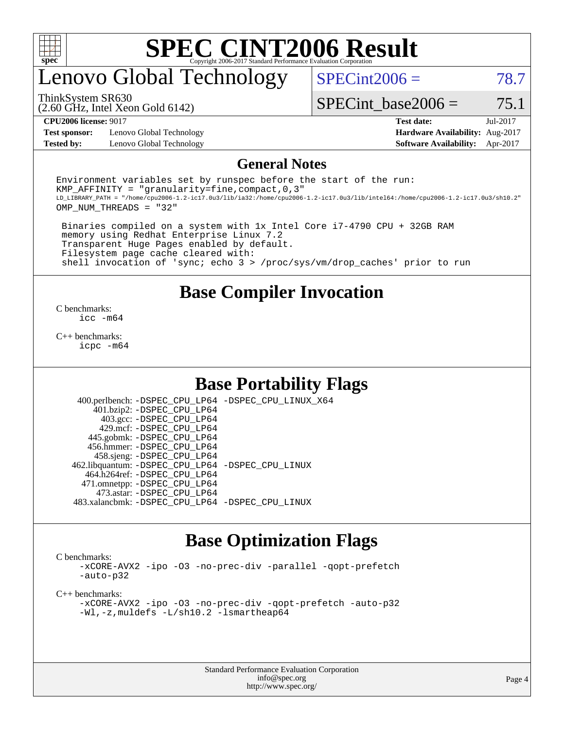# SPEC CINT2006 Result

## Lenovo Global Technology

ThinkSystem SR630
(2.60 GHz, Intel Xeon Gold 6142)

SPECint2006 = 78.7

SPECint_base2006 = 75.1

| | | | |
|---|---|---|---|
| **CPU2006 license:** 9017 | | **Test date:** | Jul-2017 |
| **Test sponsor:** | Lenovo Global Technology | **Hardware Availability:** | Aug-2017 |
| **Tested by:** | Lenovo Global Technology | **Software Availability:** | Apr-2017 |

## General Notes

```
Environment variables set by runspec before the start of the run:
KMP_AFFINITY = "granularity=fine,compact,0,3"
LD_LIBRARY_PATH = "/home/cpu2006-1.2-ic17.0u3/lib/ia32:/home/cpu2006-1.2-ic17.0u3/lib/intel64:/home/cpu2006-1.2-ic17.0u3/sh10.2"
OMP_NUM_THREADS = "32"

 Binaries compiled on a system with 1x Intel Core i7-4790 CPU + 32GB RAM
 memory using Redhat Enterprise Linux 7.2
 Transparent Huge Pages enabled by default.
 Filesystem page cache cleared with:
 shell invocation of 'sync; echo 3 > /proc/sys/vm/drop_caches' prior to run
```

## Base Compiler Invocation

C benchmarks:
`icc -m64`

C++ benchmarks:
`icpc -m64`

## Base Portability Flags

| | |
|---|---|
| 400.perlbench: | -DSPEC_CPU_LP64 -DSPEC_CPU_LINUX_X64 |
| 401.bzip2: | -DSPEC_CPU_LP64 |
| 403.gcc: | -DSPEC_CPU_LP64 |
| 429.mcf: | -DSPEC_CPU_LP64 |
| 445.gobmk: | -DSPEC_CPU_LP64 |
| 456.hmmer: | -DSPEC_CPU_LP64 |
| 458.sjeng: | -DSPEC_CPU_LP64 |
| 462.libquantum: | -DSPEC_CPU_LP64 -DSPEC_CPU_LINUX |
| 464.h264ref: | -DSPEC_CPU_LP64 |
| 471.omnetpp: | -DSPEC_CPU_LP64 |
| 473.astar: | -DSPEC_CPU_LP64 |
| 483.xalancbmk: | -DSPEC_CPU_LP64 -DSPEC_CPU_LINUX |

## Base Optimization Flags

C benchmarks:
```
-xCORE-AVX2 -ipo -O3 -no-prec-div -parallel -qopt-prefetch
-auto-p32
```

C++ benchmarks:
```
-xCORE-AVX2 -ipo -O3 -no-prec-div -qopt-prefetch -auto-p32
-Wl,-z,muldefs -L/sh10.2 -lsmartheap64
```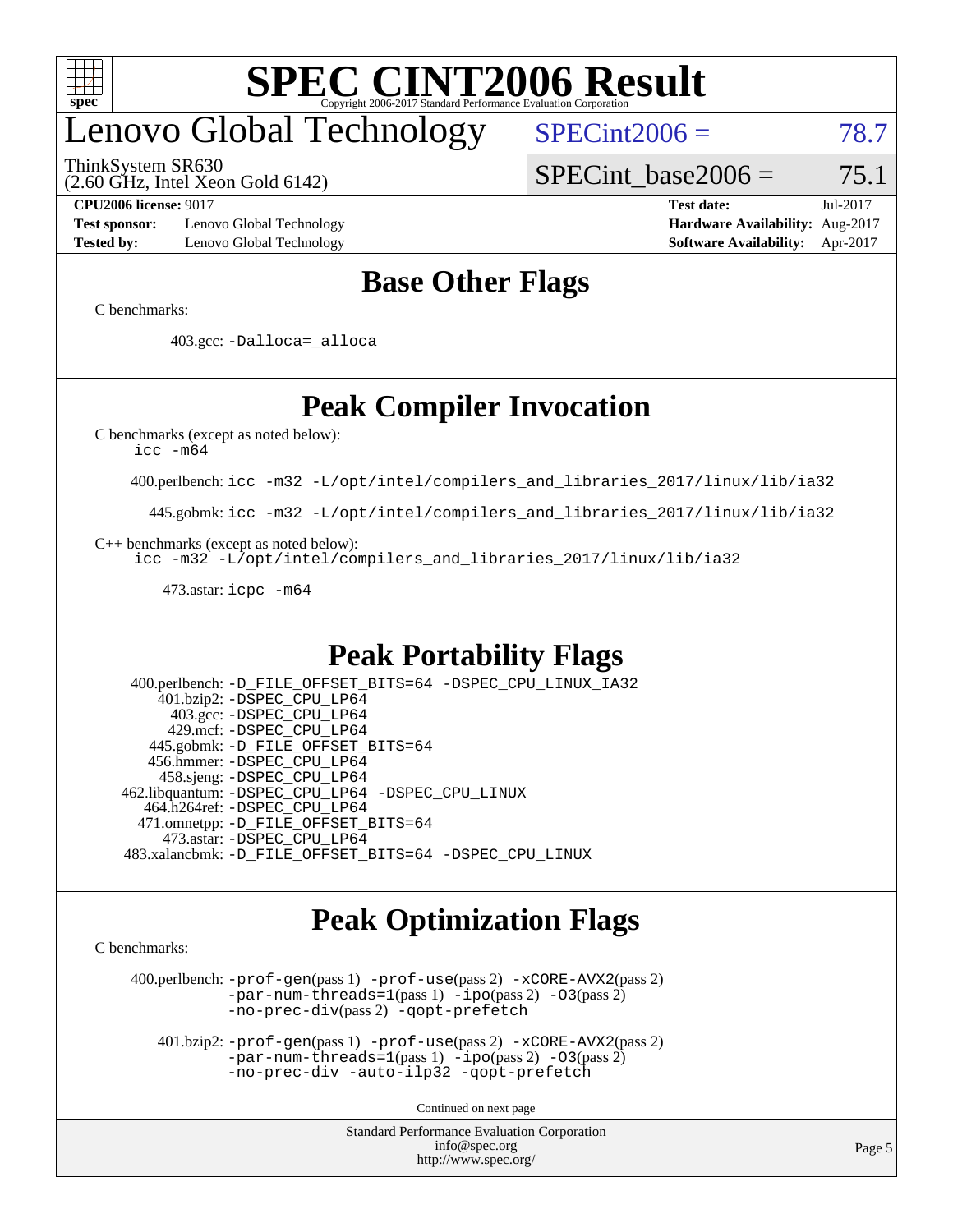# SPEC CINT2006 Result

Copyright 2006-2017 Standard Performance Evaluation Corporation

## Lenovo Global Technology

ThinkSystem SR630
(2.60 GHz, Intel Xeon Gold 6142)

SPECint2006 = 78.7

SPECint_base2006 = 75.1

**CPU2006 license:** 9017
**Test sponsor:** Lenovo Global Technology
**Tested by:** Lenovo Global Technology

**Test date:** Jul-2017
**Hardware Availability:** Aug-2017
**Software Availability:** Apr-2017

## Base Other Flags

C benchmarks:

403.gcc: -Dalloca=_alloca

## Peak Compiler Invocation

C benchmarks (except as noted below):
icc -m64

400.perlbench: icc -m32 -L/opt/intel/compilers_and_libraries_2017/linux/lib/ia32

445.gobmk: icc -m32 -L/opt/intel/compilers_and_libraries_2017/linux/lib/ia32

C++ benchmarks (except as noted below):
icc -m32 -L/opt/intel/compilers_and_libraries_2017/linux/lib/ia32

473.astar: icpc -m64

## Peak Portability Flags

400.perlbench: -D_FILE_OFFSET_BITS=64 -DSPEC_CPU_LINUX_IA32
401.bzip2: -DSPEC_CPU_LP64
403.gcc: -DSPEC_CPU_LP64
429.mcf: -DSPEC_CPU_LP64
445.gobmk: -D_FILE_OFFSET_BITS=64
456.hmmer: -DSPEC_CPU_LP64
458.sjeng: -DSPEC_CPU_LP64
462.libquantum: -DSPEC_CPU_LP64 -DSPEC_CPU_LINUX
464.h264ref: -DSPEC_CPU_LP64
471.omnetpp: -D_FILE_OFFSET_BITS=64
473.astar: -DSPEC_CPU_LP64
483.xalancbmk: -D_FILE_OFFSET_BITS=64 -DSPEC_CPU_LINUX

## Peak Optimization Flags

C benchmarks:

400.perlbench: -prof-gen(pass 1) -prof-use(pass 2) -xCORE-AVX2(pass 2) -par-num-threads=1(pass 1) -ipo(pass 2) -O3(pass 2) -no-prec-div(pass 2) -qopt-prefetch

401.bzip2: -prof-gen(pass 1) -prof-use(pass 2) -xCORE-AVX2(pass 2) -par-num-threads=1(pass 1) -ipo(pass 2) -O3(pass 2) -no-prec-div -auto-ilp32 -qopt-prefetch

Continued on next page

Standard Performance Evaluation Corporation
info@spec.org
http://www.spec.org/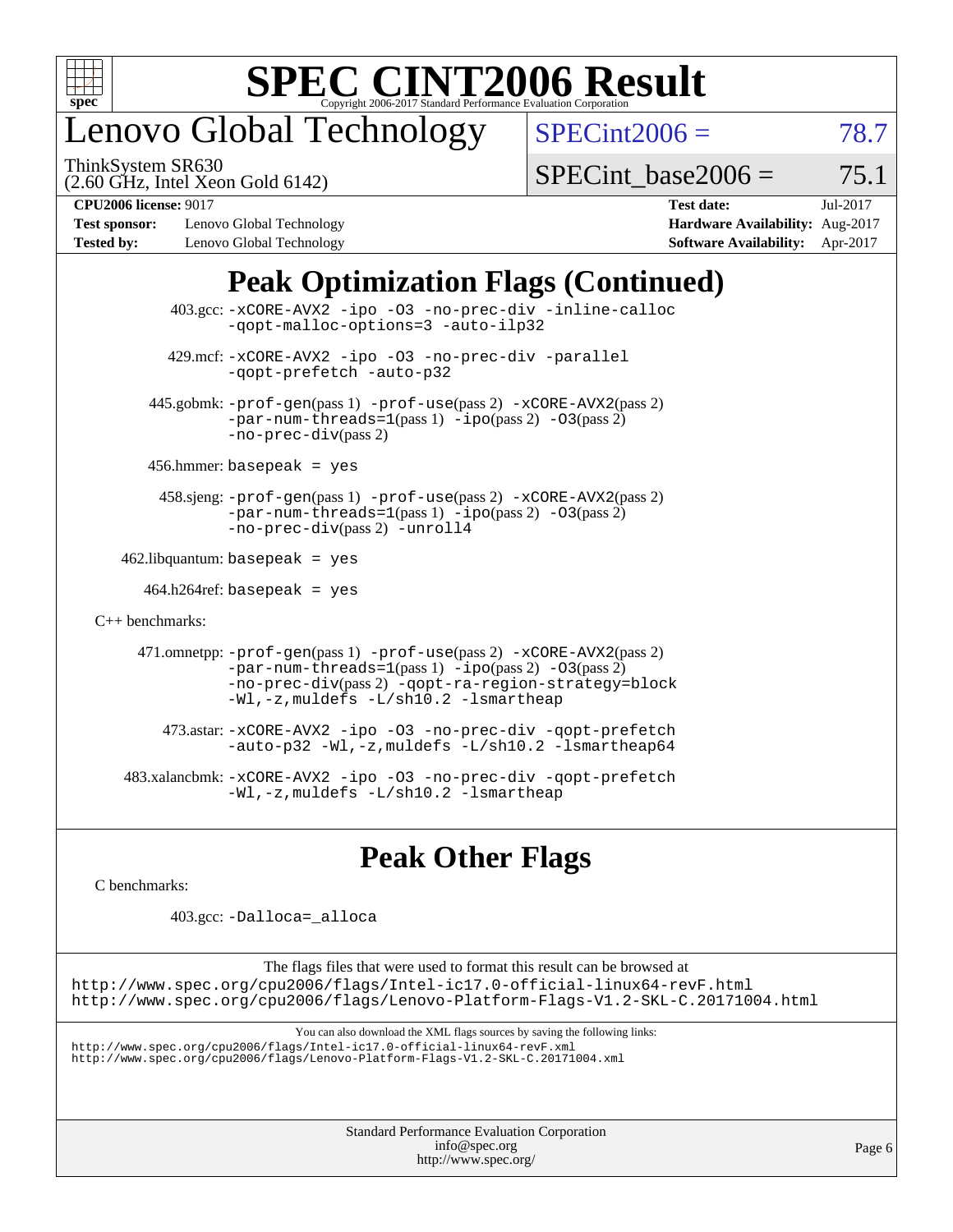## Peak Optimization Flags (Continued)

403.gcc: -xCORE-AVX2 -ipo -O3 -no-prec-div -inline-calloc -qopt-malloc-options=3 -auto-ilp32

429.mcf: -xCORE-AVX2 -ipo -O3 -no-prec-div -parallel -qopt-prefetch -auto-p32

445.gobmk: -prof-gen(pass 1) -prof-use(pass 2) -xCORE-AVX2(pass 2) -par-num-threads=1(pass 1) -ipo(pass 2) -O3(pass 2) -no-prec-div(pass 2)

456.hmmer: basepeak = yes

458.sjeng: -prof-gen(pass 1) -prof-use(pass 2) -xCORE-AVX2(pass 2) -par-num-threads=1(pass 1) -ipo(pass 2) -O3(pass 2) -no-prec-div(pass 2) -unroll4

462.libquantum: basepeak = yes

464.h264ref: basepeak = yes

C++ benchmarks:

471.omnetpp: -prof-gen(pass 1) -prof-use(pass 2) -xCORE-AVX2(pass 2) -par-num-threads=1(pass 1) -ipo(pass 2) -O3(pass 2) -no-prec-div(pass 2) -qopt-ra-region-strategy=block -Wl,-z,muldefs -L/sh10.2 -lsmartheap

473.astar: -xCORE-AVX2 -ipo -O3 -no-prec-div -qopt-prefetch -auto-p32 -Wl,-z,muldefs -L/sh10.2 -lsmartheap64

483.xalancbmk: -xCORE-AVX2 -ipo -O3 -no-prec-div -qopt-prefetch -Wl,-z,muldefs -L/sh10.2 -lsmartheap

## Peak Other Flags

C benchmarks:

403.gcc: -Dalloca=_alloca

The flags files that were used to format this result can be browsed at
http://www.spec.org/cpu2006/flags/Intel-ic17.0-official-linux64-revF.html
http://www.spec.org/cpu2006/flags/Lenovo-Platform-Flags-V1.2-SKL-C.20171004.html

You can also download the XML flags sources by saving the following links:
http://www.spec.org/cpu2006/flags/Intel-ic17.0-official-linux64-revF.xml
http://www.spec.org/cpu2006/flags/Lenovo-Platform-Flags-V1.2-SKL-C.20171004.xml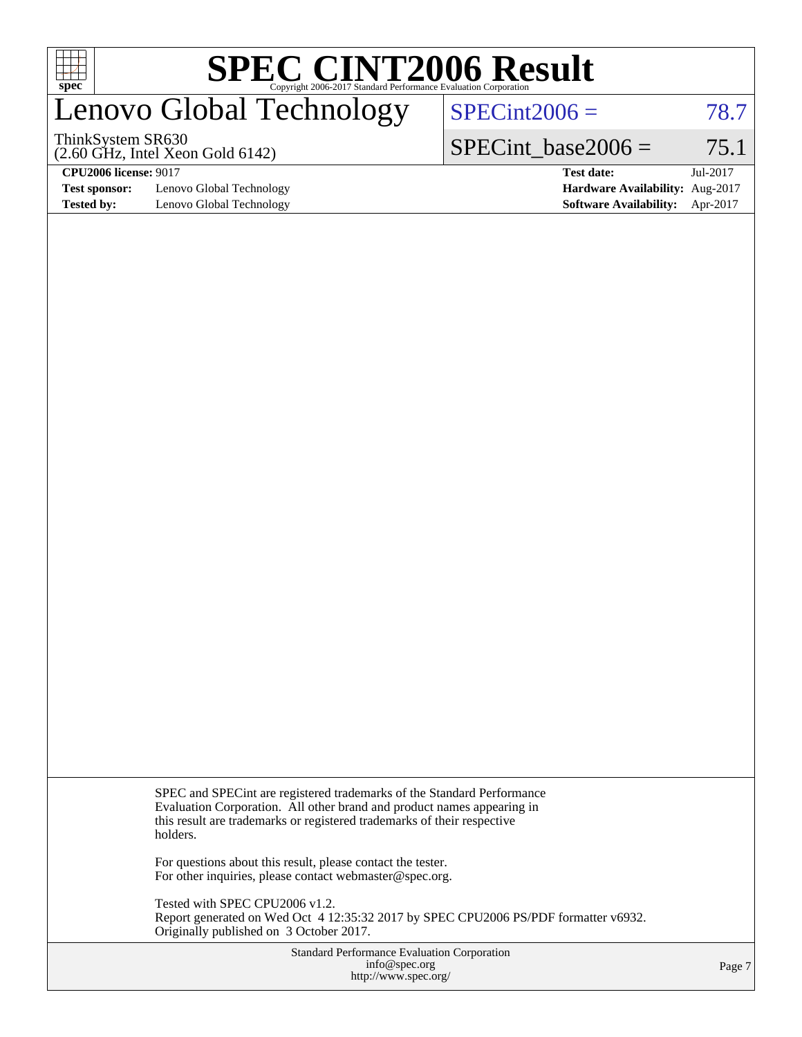SPEC and SPECint are registered trademarks of the Standard Performance Evaluation Corporation. All other brand and product names appearing in this result are trademarks or registered trademarks of their respective holders.

For questions about this result, please contact the tester.
For other inquiries, please contact webmaster@spec.org.

Tested with SPEC CPU2006 v1.2.
Report generated on Wed Oct 4 12:35:32 2017 by SPEC CPU2006 PS/PDF formatter v6932.
Originally published on 3 October 2017.